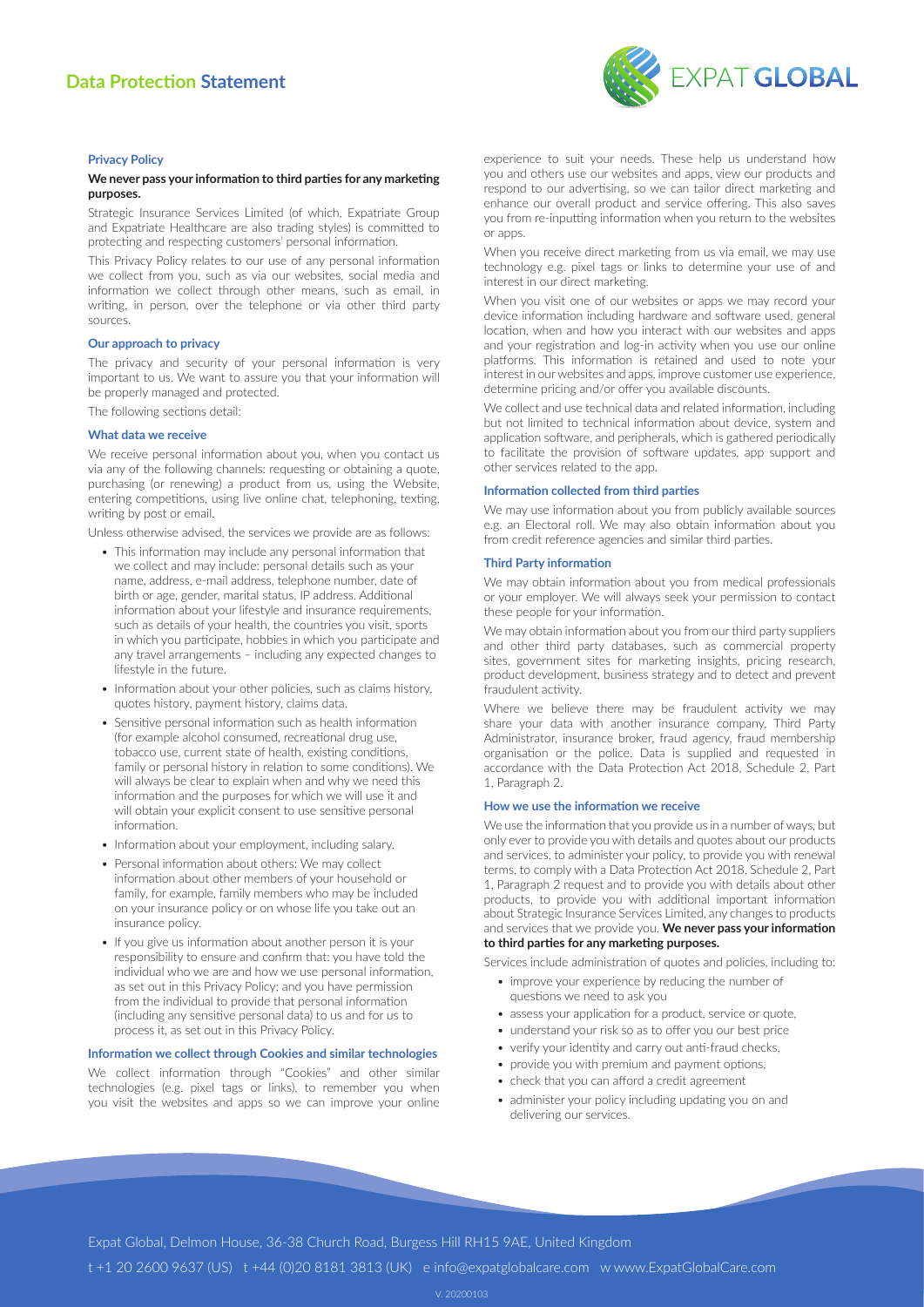# Data Protection Statement

## Privacy Policy

**We never pass your information to third parties for any marketing purposes.**

Strategic Insurance Services Limited (of which, Expatriate Group and Expatriate Healthcare are also trading styles) is committed to protecting and respecting customers' personal information.

This Privacy Policy relates to our use of any personal information we collect from you, such as via our websites, social media and information we collect through other means, such as email, in writing, in person, over the telephone or via other third party sources.

### Our approach to privacy

The privacy and security of your personal information is very important to us. We want to assure you that your information will be properly managed and protected.

The following sections detail:

### What data we receive

We receive personal information about you, when you contact us via any of the following channels: requesting or obtaining a quote, purchasing (or renewing) a product from us, using the Website, entering competitions, using live online chat, telephoning, texting, writing by post or email.

Unless otherwise advised, the services we provide are as follows:

- This information may include any personal information that we collect and may include: personal details such as your name, address, e-mail address, telephone number, date of birth or age, gender, marital status, IP address. Additional information about your lifestyle and insurance requirements, such as details of your health, the countries you visit, sports in which you participate, hobbies in which you participate and any travel arrangements – including any expected changes to lifestyle in the future.
- Information about your other policies, such as claims history, quotes history, payment history, claims data.
- Sensitive personal information such as health information (for example alcohol consumed, recreational drug use, tobacco use, current state of health, existing conditions, family or personal history in relation to some conditions). We will always be clear to explain when and why we need this information and the purposes for which we will use it and will obtain your explicit consent to use sensitive personal information.
- Information about your employment, including salary.
- Personal information about others: We may collect information about other members of your household or family, for example, family members who may be included on your insurance policy or on whose life you take out an insurance policy.
- If you give us information about another person it is your responsibility to ensure and confirm that: you have told the individual who we are and how we use personal information, as set out in this Privacy Policy; and you have permission from the individual to provide that personal information (including any sensitive personal data) to us and for us to process it, as set out in this Privacy Policy.

### Information we collect through Cookies and similar technologies

We collect information through "Cookies" and other similar technologies (e.g. pixel tags or links), to remember you when you visit the websites and apps so we can improve your online experience to suit your needs. These help us understand how you and others use our websites and apps, view our products and respond to our advertising, so we can tailor direct marketing and enhance our overall product and service offering. This also saves you from re-inputting information when you return to the websites or apps.

When you receive direct marketing from us via email, we may use technology e.g. pixel tags or links to determine your use of and interest in our direct marketing.

When you visit one of our websites or apps we may record your device information including hardware and software used, general location, when and how you interact with our websites and apps and your registration and log-in activity when you use our online platforms. This information is retained and used to note your interest in our websites and apps, improve customer use experience, determine pricing and/or offer you available discounts.

We collect and use technical data and related information, including but not limited to technical information about device, system and application software, and peripherals, which is gathered periodically to facilitate the provision of software updates, app support and other services related to the app.

### Information collected from third parties

We may use information about you from publicly available sources e.g. an Electoral roll. We may also obtain information about you from credit reference agencies and similar third parties.

### Third Party information

We may obtain information about you from medical professionals or your employer. We will always seek your permission to contact these people for your information.

We may obtain information about you from our third party suppliers and other third party databases, such as commercial property sites, government sites for marketing insights, pricing research, product development, business strategy and to detect and prevent fraudulent activity.

Where we believe there may be fraudulent activity we may share your data with another insurance company, Third Party Administrator, insurance broker, fraud agency, fraud membership organisation or the police. Data is supplied and requested in accordance with the Data Protection Act 2018, Schedule 2, Part 1, Paragraph 2.

### How we use the information we receive

We use the information that you provide us in a number of ways, but only ever to provide you with details and quotes about our products and services, to administer your policy, to provide you with renewal terms, to comply with a Data Protection Act 2018, Schedule 2, Part 1, Paragraph 2 request and to provide you with details about other products, to provide you with additional important information about Strategic Insurance Services Limited, any changes to products and services that we provide you. **We never pass your information to third parties for any marketing purposes.**

Services include administration of quotes and policies, including to:

- improve your experience by reducing the number of questions we need to ask you
- assess your application for a product, service or quote,
- understand your risk so as to offer you our best price
- verify your identity and carry out anti-fraud checks,
- provide you with premium and payment options,
- check that you can afford a credit agreement
- administer your policy including updating you on and delivering our services.

Expat Global, Delmon House, 36-38 Church Road, Burgess Hill RH15 9AE, United Kingdom

t +1 20 2600 9637 (US) t +44 (0)20 8181 3813 (UK) e info@expatglobalcare.com w www.ExpatGlobalCare.com

V. 20200103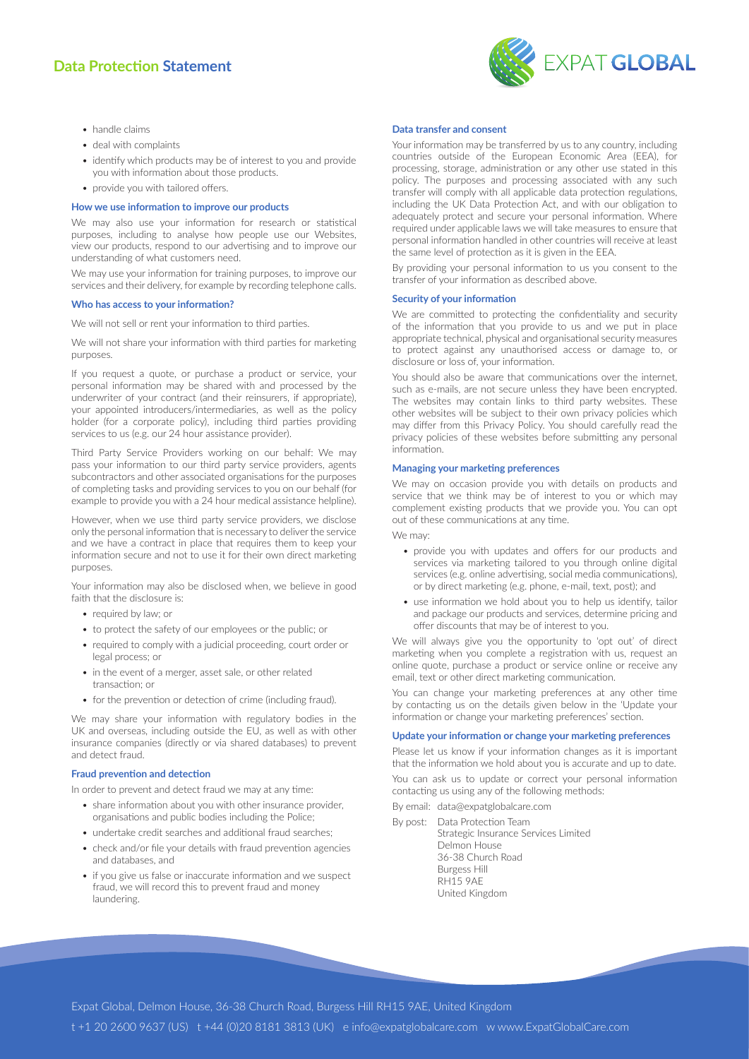- handle claims
- deal with complaints
- identify which products may be of interest to you and provide you with information about those products.
- provide you with tailored offers.

### How we use information to improve our products

We may also use your information for research or statistical purposes, including to analyse how people use our Websites, view our products, respond to our advertising and to improve our understanding of what customers need.

We may use your information for training purposes, to improve our services and their delivery, for example by recording telephone calls.

### Who has access to your information?

We will not sell or rent your information to third parties.

We will not share your information with third parties for marketing purposes.

If you request a quote, or purchase a product or service, your personal information may be shared with and processed by the underwriter of your contract (and their reinsurers, if appropriate), your appointed introducers/intermediaries, as well as the policy holder (for a corporate policy), including third parties providing services to us (e.g. our 24 hour assistance provider).

Third Party Service Providers working on our behalf: We may pass your information to our third party service providers, agents subcontractors and other associated organisations for the purposes of completing tasks and providing services to you on our behalf (for example to provide you with a 24 hour medical assistance helpline).

However, when we use third party service providers, we disclose only the personal information that is necessary to deliver the service and we have a contract in place that requires them to keep your information secure and not to use it for their own direct marketing purposes.

Your information may also be disclosed when, we believe in good faith that the disclosure is:

- required by law; or
- to protect the safety of our employees or the public; or
- required to comply with a judicial proceeding, court order or legal process; or
- in the event of a merger, asset sale, or other related transaction; or
- for the prevention or detection of crime (including fraud).

We may share your information with regulatory bodies in the UK and overseas, including outside the EU, as well as with other insurance companies (directly or via shared databases) to prevent and detect fraud.

### Fraud prevention and detection

In order to prevent and detect fraud we may at any time:

- share information about you with other insurance provider, organisations and public bodies including the Police;
- undertake credit searches and additional fraud searches;
- check and/or file your details with fraud prevention agencies and databases, and
- if you give us false or inaccurate information and we suspect fraud, we will record this to prevent fraud and money laundering.

### Data transfer and consent

Your information may be transferred by us to any country, including countries outside of the European Economic Area (EEA), for processing, storage, administration or any other use stated in this policy. The purposes and processing associated with any such transfer will comply with all applicable data protection regulations, including the UK Data Protection Act, and with our obligation to adequately protect and secure your personal information. Where required under applicable laws we will take measures to ensure that personal information handled in other countries will receive at least the same level of protection as it is given in the EEA.

By providing your personal information to us you consent to the transfer of your information as described above.

### Security of your information

We are committed to protecting the confidentiality and security of the information that you provide to us and we put in place appropriate technical, physical and organisational security measures to protect against any unauthorised access or damage to, or disclosure or loss of, your information.

You should also be aware that communications over the internet, such as e-mails, are not secure unless they have been encrypted. The websites may contain links to third party websites. These other websites will be subject to their own privacy policies which may differ from this Privacy Policy. You should carefully read the privacy policies of these websites before submitting any personal information.

### Managing your marketing preferences

We may on occasion provide you with details on products and service that we think may be of interest to you or which may complement existing products that we provide you. You can opt out of these communications at any time.

We may:

- provide you with updates and offers for our products and services via marketing tailored to you through online digital services (e.g. online advertising, social media communications), or by direct marketing (e.g. phone, e-mail, text, post); and
- use information we hold about you to help us identify, tailor and package our products and services, determine pricing and offer discounts that may be of interest to you.

We will always give you the opportunity to 'opt out' of direct marketing when you complete a registration with us, request an online quote, purchase a product or service online or receive any email, text or other direct marketing communication.

You can change your marketing preferences at any other time by contacting us on the details given below in the 'Update your information or change your marketing preferences' section.

### Update your information or change your marketing preferences

Please let us know if your information changes as it is important that the information we hold about you is accurate and up to date.

You can ask us to update or correct your personal information contacting us using any of the following methods:

By email: data@expatglobalcare.com

By post: Data Protection Team
Strategic Insurance Services Limited
Delmon House
36-38 Church Road
Burgess Hill
RH15 9AE
United Kingdom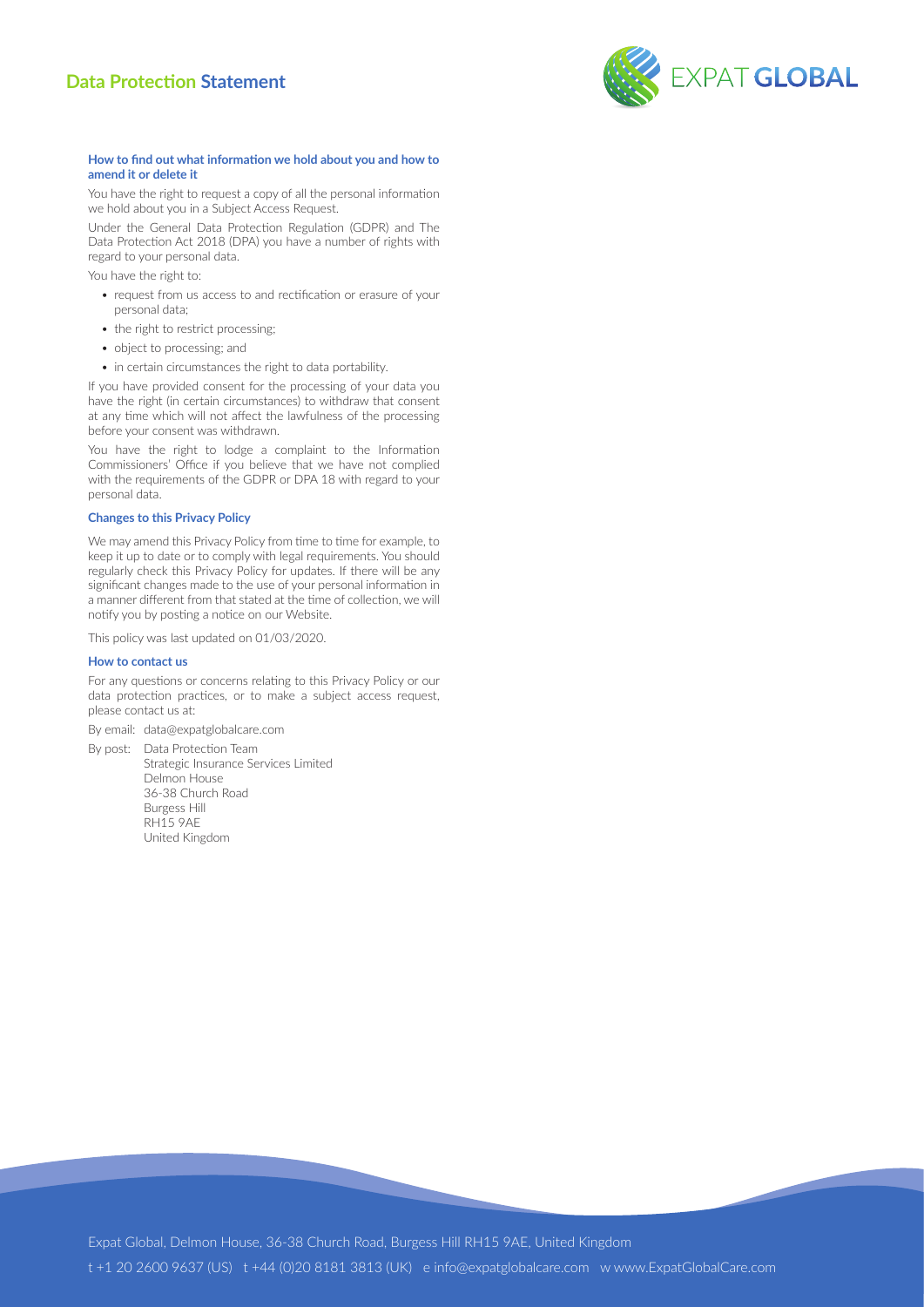### How to find out what information we hold about you and how to amend it or delete it

You have the right to request a copy of all the personal information we hold about you in a Subject Access Request.

Under the General Data Protection Regulation (GDPR) and The Data Protection Act 2018 (DPA) you have a number of rights with regard to your personal data.

You have the right to:

- request from us access to and rectification or erasure of your personal data;
- the right to restrict processing;
- object to processing; and
- in certain circumstances the right to data portability.

If you have provided consent for the processing of your data you have the right (in certain circumstances) to withdraw that consent at any time which will not affect the lawfulness of the processing before your consent was withdrawn.

You have the right to lodge a complaint to the Information Commissioners' Office if you believe that we have not complied with the requirements of the GDPR or DPA 18 with regard to your personal data.

### Changes to this Privacy Policy

We may amend this Privacy Policy from time to time for example, to keep it up to date or to comply with legal requirements. You should regularly check this Privacy Policy for updates. If there will be any significant changes made to the use of your personal information in a manner different from that stated at the time of collection, we will notify you by posting a notice on our Website.

This policy was last updated on 01/03/2020.

### How to contact us

For any questions or concerns relating to this Privacy Policy or our data protection practices, or to make a subject access request, please contact us at:

By email: data@expatglobalcare.com

By post: Data Protection Team
Strategic Insurance Services Limited
Delmon House
36-38 Church Road
Burgess Hill
RH15 9AE
United Kingdom